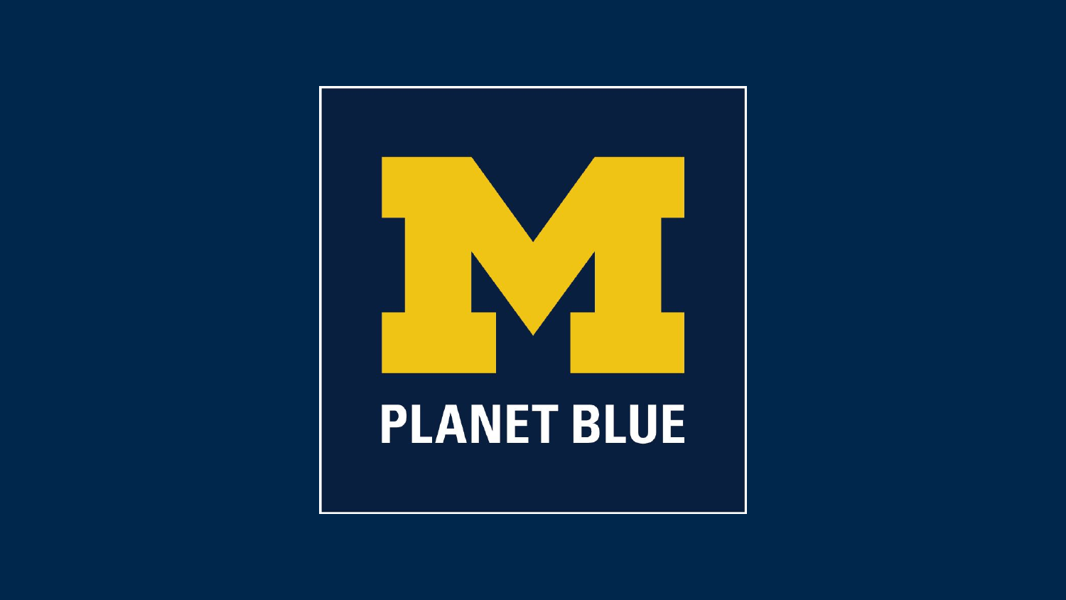PLANET BLUE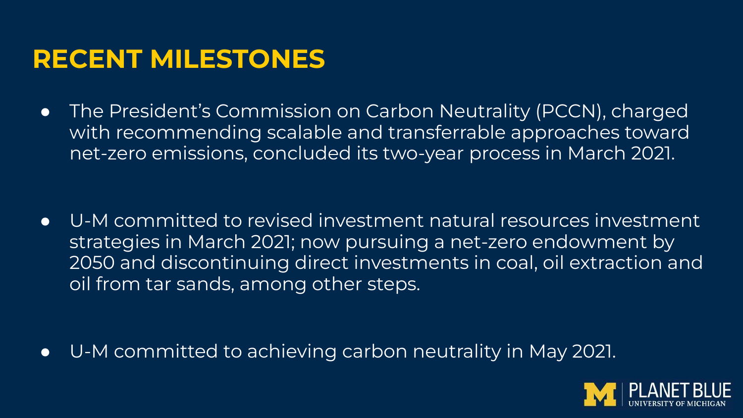# RECENT MILESTONES

- The President's Commission on Carbon Neutrality (PCCN), charged with recommending scalable and transferrable approaches toward net-zero emissions, concluded its two-year process in March 2021.

- U-M committed to revised investment natural resources investment strategies in March 2021; now pursuing a net-zero endowment by 2050 and discontinuing direct investments in coal, oil extraction and oil from tar sands, among other steps.

- U-M committed to achieving carbon neutrality in May 2021.

PLANET BLUE
UNIVERSITY OF MICHIGAN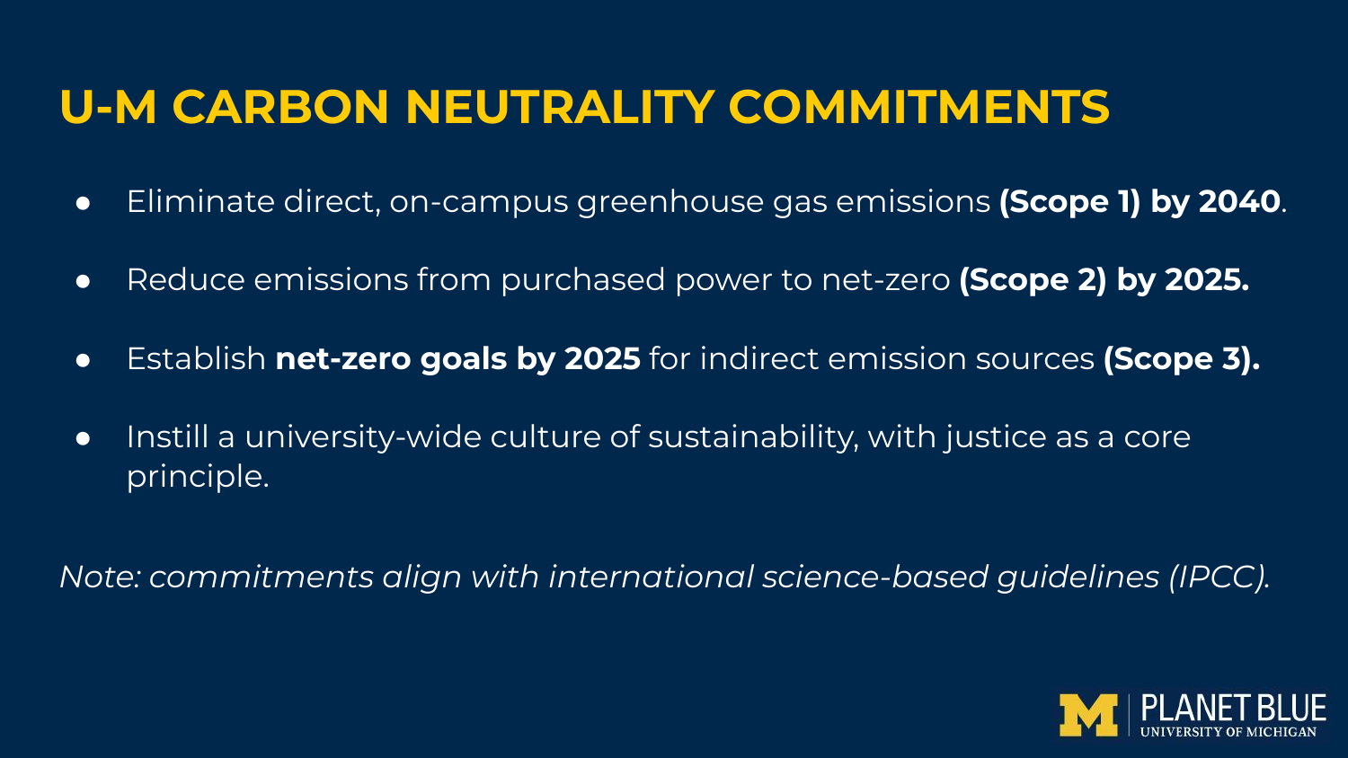# U-M CARBON NEUTRALITY COMMITMENTS

- Eliminate direct, on-campus greenhouse gas emissions **(Scope 1) by 2040**.
- Reduce emissions from purchased power to net-zero **(Scope 2) by 2025.**
- Establish **net-zero goals by 2025** for indirect emission sources **(Scope 3).**
- Instill a university-wide culture of sustainability, with justice as a core principle.

*Note: commitments align with international science-based guidelines (IPCC).*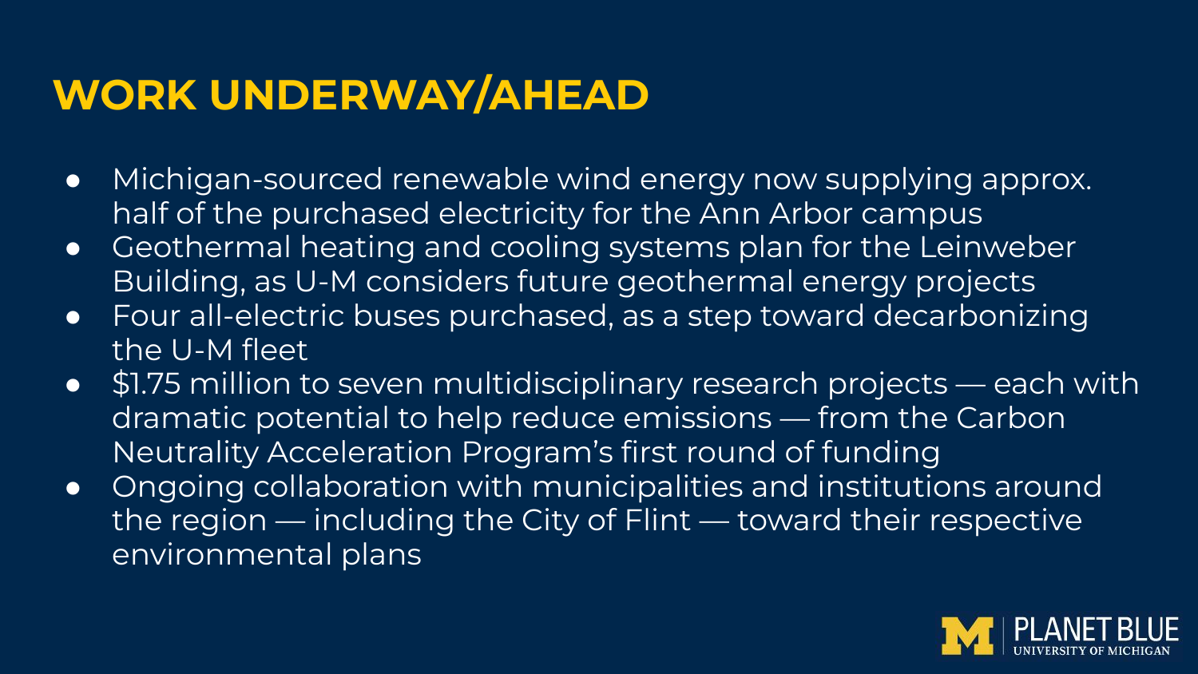# WORK UNDERWAY/AHEAD

- Michigan-sourced renewable wind energy now supplying approx. half of the purchased electricity for the Ann Arbor campus
- Geothermal heating and cooling systems plan for the Leinweber Building, as U-M considers future geothermal energy projects
- Four all-electric buses purchased, as a step toward decarbonizing the U-M fleet
- $1.75 million to seven multidisciplinary research projects — each with dramatic potential to help reduce emissions — from the Carbon Neutrality Acceleration Program's first round of funding
- Ongoing collaboration with municipalities and institutions around the region — including the City of Flint — toward their respective environmental plans

PLANET BLUE
UNIVERSITY OF MICHIGAN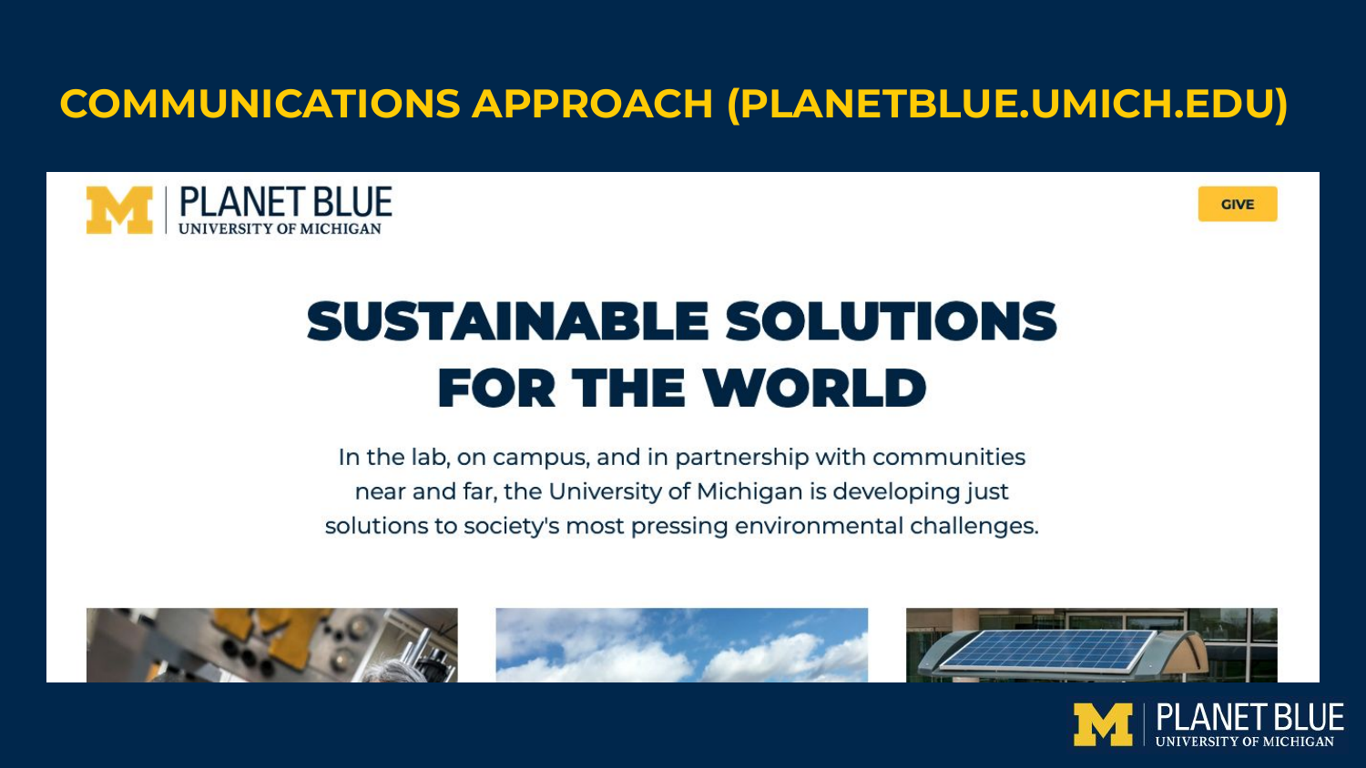# COMMUNICATIONS APPROACH (PLANETBLUE.UMICH.EDU)

PLANET BLUE
UNIVERSITY OF MICHIGAN

GIVE

## SUSTAINABLE SOLUTIONS FOR THE WORLD

In the lab, on campus, and in partnership with communities near and far, the University of Michigan is developing just solutions to society's most pressing environmental challenges.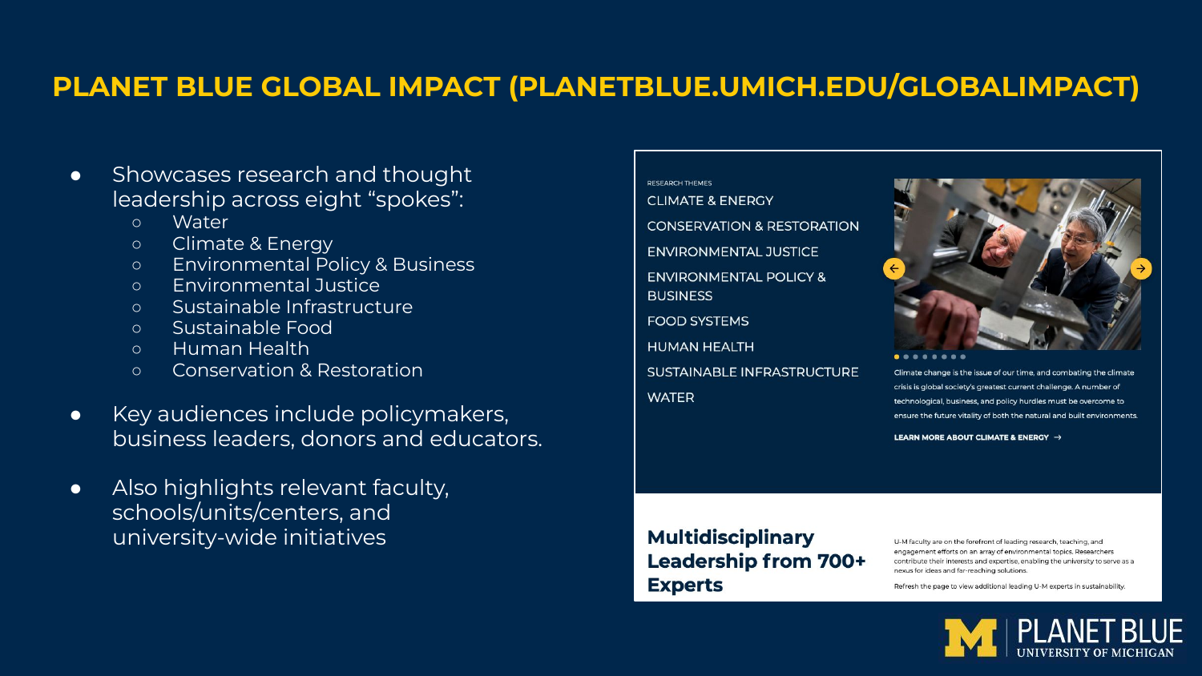# PLANET BLUE GLOBAL IMPACT (PLANETBLUE.UMICH.EDU/GLOBALIMPACT)

- Showcases research and thought leadership across eight "spokes":
  - Water
  - Climate & Energy
  - Environmental Policy & Business
  - Environmental Justice
  - Sustainable Infrastructure
  - Sustainable Food
  - Human Health
  - Conservation & Restoration
- Key audiences include policymakers, business leaders, donors and educators.
- Also highlights relevant faculty, schools/units/centers, and university-wide initiatives

RESEARCH THEMES

CLIMATE & ENERGY

CONSERVATION & RESTORATION

ENVIRONMENTAL JUSTICE

ENVIRONMENTAL POLICY & BUSINESS

FOOD SYSTEMS

HUMAN HEALTH

SUSTAINABLE INFRASTRUCTURE

WATER

Climate change is the issue of our time, and combating the climate crisis is global society's greatest current challenge. A number of technological, business, and policy hurdles must be overcome to ensure the future vitality of both the natural and built environments.

**LEARN MORE ABOUT CLIMATE & ENERGY →**

## Multidisciplinary Leadership from 700+ Experts

U-M faculty are on the forefront of leading research, teaching, and engagement efforts on an array of environmental topics. Researchers contribute their interests and expertise, enabling the university to serve as a nexus for ideas and far-reaching solutions.

Refresh the page to view additional leading U-M experts in sustainability.

PLANET BLUE UNIVERSITY OF MICHIGAN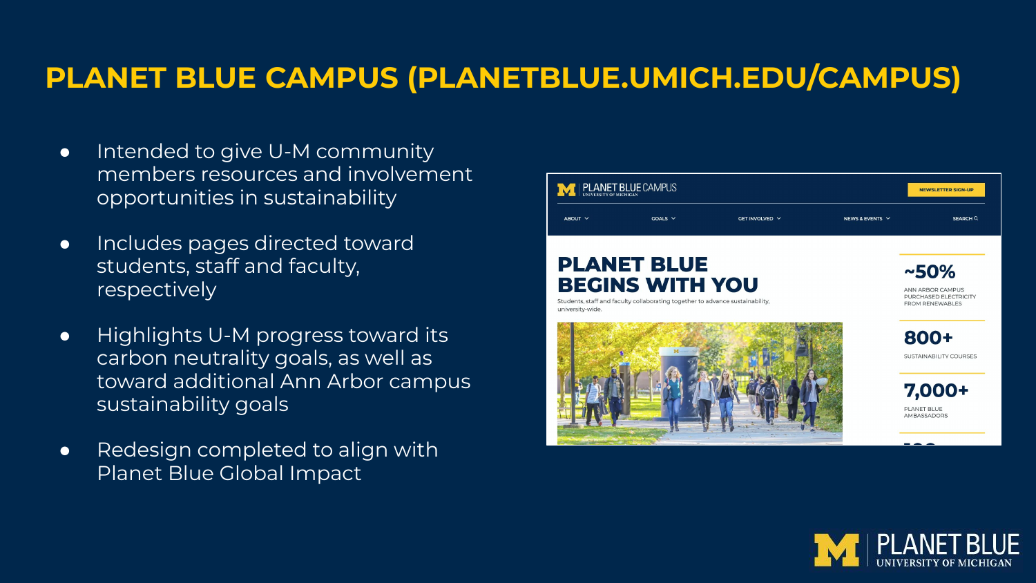# PLANET BLUE CAMPUS (PLANETBLUE.UMICH.EDU/CAMPUS)

- Intended to give U-M community members resources and involvement opportunities in sustainability
- Includes pages directed toward students, staff and faculty, respectively
- Highlights U-M progress toward its carbon neutrality goals, as well as toward additional Ann Arbor campus sustainability goals
- Redesign completed to align with Planet Blue Global Impact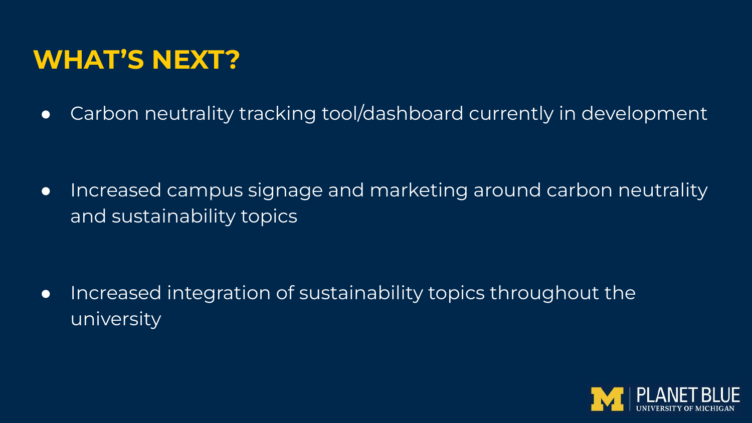# WHAT'S NEXT?

- Carbon neutrality tracking tool/dashboard currently in development
- Increased campus signage and marketing around carbon neutrality and sustainability topics
- Increased integration of sustainability topics throughout the university

PLANET BLUE
UNIVERSITY OF MICHIGAN